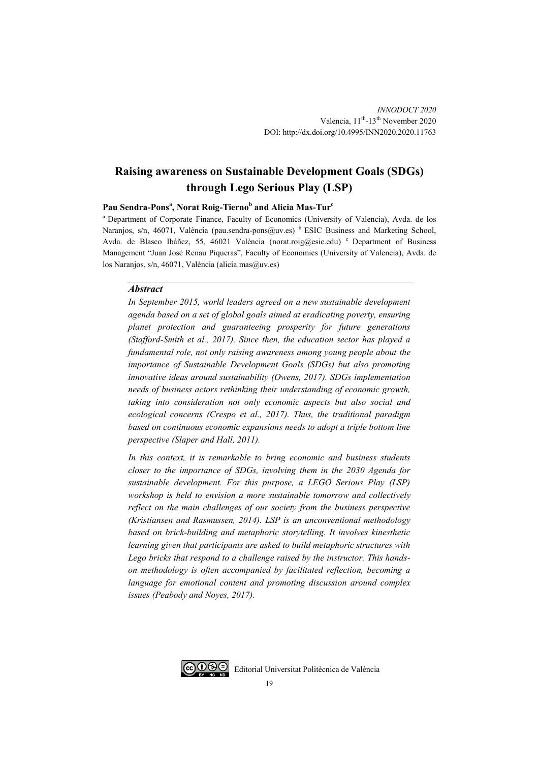*INNODOCT 2020*
Valencia, 11th-13th November 2020
DOI: http://dx.doi.org/10.4995/INN2020.2020.11763

# Raising awareness on Sustainable Development Goals (SDGs) through Lego Serious Play (LSP)

**Pau Sendra-Pons[a], Norat Roig-Tierno[b] and Alicia Mas-Tur[c]**

[a] Department of Corporate Finance, Faculty of Economics (University of Valencia), Avda. de los Naranjos, s/n, 46071, València (pau.sendra-pons@uv.es) [b] ESIC Business and Marketing School, Avda. de Blasco Ibáñez, 55, 46021 València (norat.roig@esic.edu) [c] Department of Business Management "Juan José Renau Piqueras", Faculty of Economics (University of Valencia), Avda. de los Naranjos, s/n, 46071, València (alicia.mas@uv.es)

### *Abstract*

*In September 2015, world leaders agreed on a new sustainable development agenda based on a set of global goals aimed at eradicating poverty, ensuring planet protection and guaranteeing prosperity for future generations (Stafford-Smith et al., 2017). Since then, the education sector has played a fundamental role, not only raising awareness among young people about the importance of Sustainable Development Goals (SDGs) but also promoting innovative ideas around sustainability (Owens, 2017). SDGs implementation needs of business actors rethinking their understanding of economic growth, taking into consideration not only economic aspects but also social and ecological concerns (Crespo et al., 2017). Thus, the traditional paradigm based on continuous economic expansions needs to adopt a triple bottom line perspective (Slaper and Hall, 2011).*

*In this context, it is remarkable to bring economic and business students closer to the importance of SDGs, involving them in the 2030 Agenda for sustainable development. For this purpose, a LEGO Serious Play (LSP) workshop is held to envision a more sustainable tomorrow and collectively reflect on the main challenges of our society from the business perspective (Kristiansen and Rasmussen, 2014). LSP is an unconventional methodology based on brick-building and metaphoric storytelling. It involves kinesthetic learning given that participants are asked to build metaphoric structures with Lego bricks that respond to a challenge raised by the instructor. This hands-on methodology is often accompanied by facilitated reflection, becoming a language for emotional content and promoting discussion around complex issues (Peabody and Noyes, 2017).*

Editorial Universitat Politècnica de València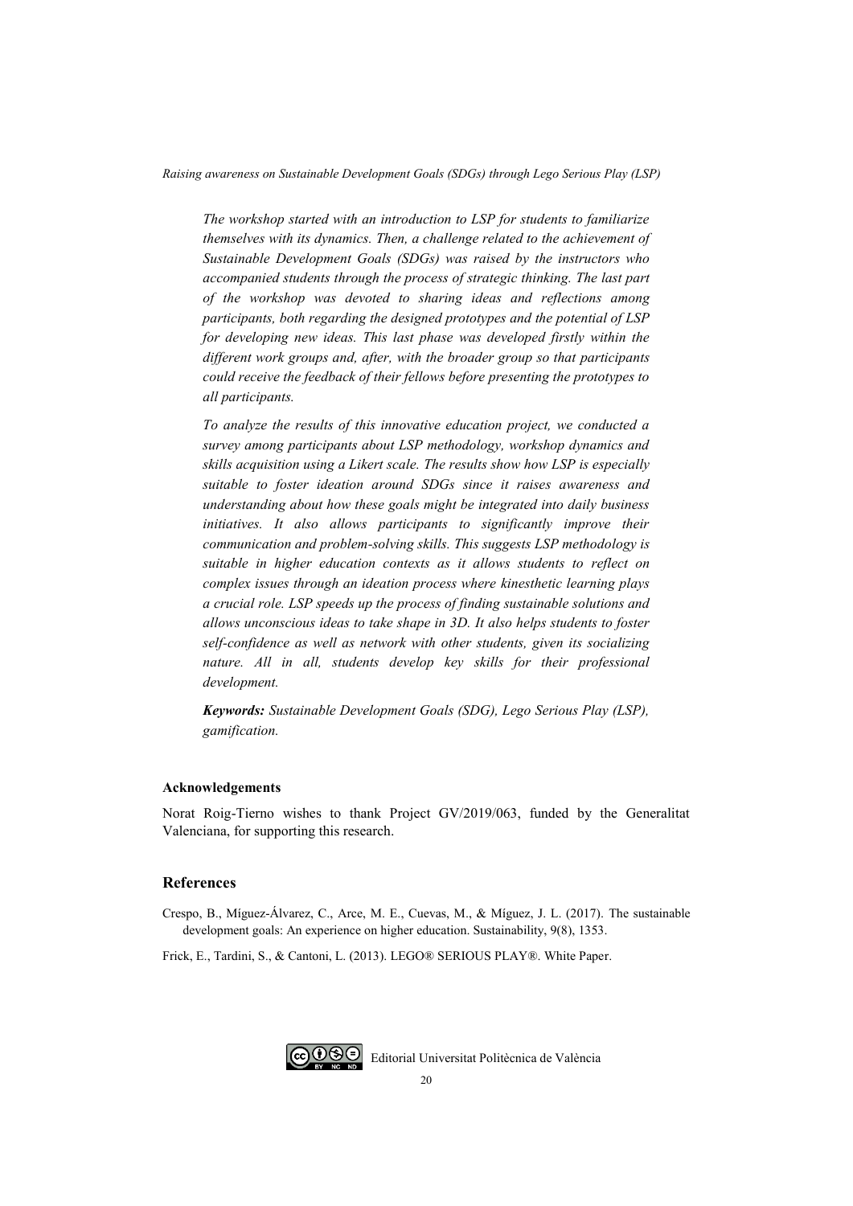*The workshop started with an introduction to LSP for students to familiarize themselves with its dynamics. Then, a challenge related to the achievement of Sustainable Development Goals (SDGs) was raised by the instructors who accompanied students through the process of strategic thinking. The last part of the workshop was devoted to sharing ideas and reflections among participants, both regarding the designed prototypes and the potential of LSP for developing new ideas. This last phase was developed firstly within the different work groups and, after, with the broader group so that participants could receive the feedback of their fellows before presenting the prototypes to all participants.*

*To analyze the results of this innovative education project, we conducted a survey among participants about LSP methodology, workshop dynamics and skills acquisition using a Likert scale. The results show how LSP is especially suitable to foster ideation around SDGs since it raises awareness and understanding about how these goals might be integrated into daily business initiatives. It also allows participants to significantly improve their communication and problem-solving skills. This suggests LSP methodology is suitable in higher education contexts as it allows students to reflect on complex issues through an ideation process where kinesthetic learning plays a crucial role. LSP speeds up the process of finding sustainable solutions and allows unconscious ideas to take shape in 3D. It also helps students to foster self-confidence as well as network with other students, given its socializing nature. All in all, students develop key skills for their professional development.*

***Keywords:*** *Sustainable Development Goals (SDG), Lego Serious Play (LSP), gamification.*

#### Acknowledgements

Norat Roig-Tierno wishes to thank Project GV/2019/063, funded by the Generalitat Valenciana, for supporting this research.

## References

Crespo, B., Míguez-Álvarez, C., Arce, M. E., Cuevas, M., & Míguez, J. L. (2017). The sustainable development goals: An experience on higher education. Sustainability, 9(8), 1353.

Frick, E., Tardini, S., & Cantoni, L. (2013). LEGO® SERIOUS PLAY®. White Paper.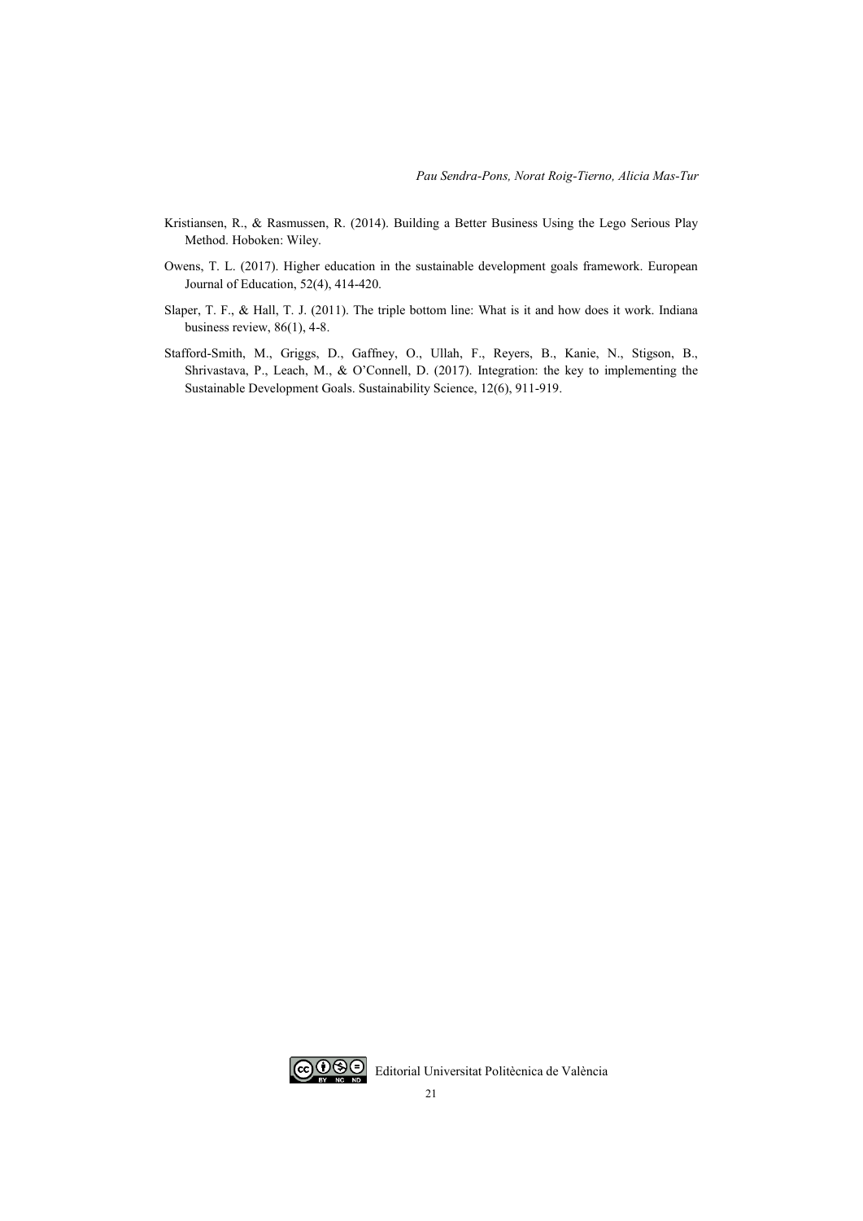Kristiansen, R., & Rasmussen, R. (2014). Building a Better Business Using the Lego Serious Play Method. Hoboken: Wiley.

Owens, T. L. (2017). Higher education in the sustainable development goals framework. European Journal of Education, 52(4), 414-420.

Slaper, T. F., & Hall, T. J. (2011). The triple bottom line: What is it and how does it work. Indiana business review, 86(1), 4-8.

Stafford-Smith, M., Griggs, D., Gaffney, O., Ullah, F., Reyers, B., Kanie, N., Stigson, B., Shrivastava, P., Leach, M., & O'Connell, D. (2017). Integration: the key to implementing the Sustainable Development Goals. Sustainability Science, 12(6), 911-919.